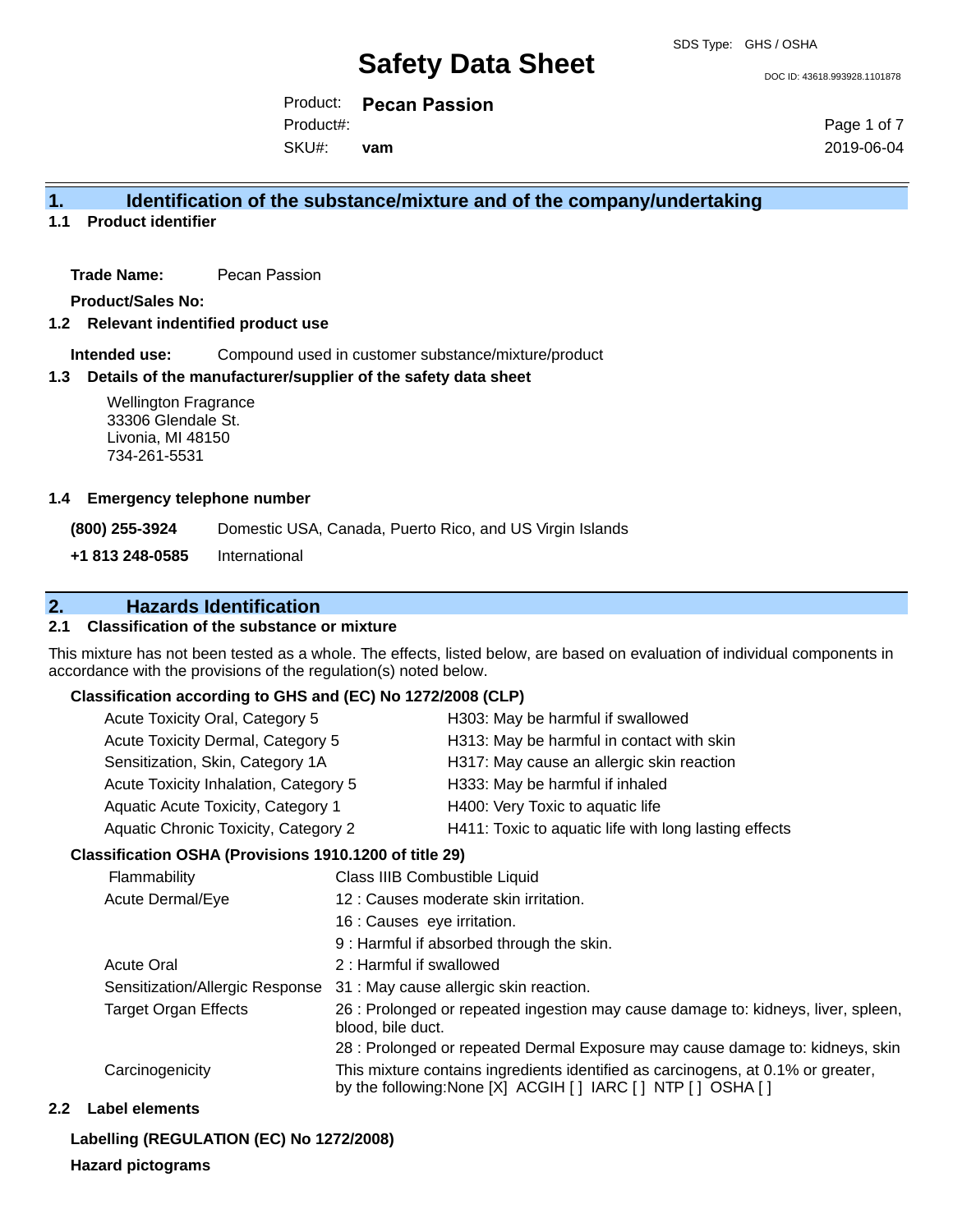SDS Type: GHS / OSHA

# Safety Data Sheet

DOC ID: 43618.993928.1101878

Product: **Pecan Passion**

Product#:

SKU#: **vam**

2019-06-04

## 1. Identification of the substance/mixture and of the company/undertaking

### 1.1 Product identifier

**Trade Name:** Pecan Passion

**Product/Sales No:**

### 1.2 Relevant indentified product use

**Intended use:** Compound used in customer substance/mixture/product

### 1.3 Details of the manufacturer/supplier of the safety data sheet

Wellington Fragrance
33306 Glendale St.
Livonia, MI 48150
734-261-5531

### 1.4 Emergency telephone number

**(800) 255-3924** Domestic USA, Canada, Puerto Rico, and US Virgin Islands

**+1 813 248-0585** International

## 2. Hazards Identification

### 2.1 Classification of the substance or mixture

This mixture has not been tested as a whole. The effects, listed below, are based on evaluation of individual components in accordance with the provisions of the regulation(s) noted below.

**Classification according to GHS and (EC) No 1272/2008 (CLP)**

| | |
|---|---|
| Acute Toxicity Oral, Category 5 | H303: May be harmful if swallowed |
| Acute Toxicity Dermal, Category 5 | H313: May be harmful in contact with skin |
| Sensitization, Skin, Category 1A | H317: May cause an allergic skin reaction |
| Acute Toxicity Inhalation, Category 5 | H333: May be harmful if inhaled |
| Aquatic Acute Toxicity, Category 1 | H400: Very Toxic to aquatic life |
| Aquatic Chronic Toxicity, Category 2 | H411: Toxic to aquatic life with long lasting effects |

**Classification OSHA (Provisions 1910.1200 of title 29)**

| | |
|---|---|
| Flammability | Class IIIB Combustible Liquid |
| Acute Dermal/Eye | 12 : Causes moderate skin irritation. |
| | 16 : Causes eye irritation. |
| | 9 : Harmful if absorbed through the skin. |
| Acute Oral | 2 : Harmful if swallowed |
| Sensitization/Allergic Response | 31 : May cause allergic skin reaction. |
| Target Organ Effects | 26 : Prolonged or repeated ingestion may cause damage to: kidneys, liver, spleen, blood, bile duct. |
| | 28 : Prolonged or repeated Dermal Exposure may cause damage to: kidneys, skin |
| Carcinogenicity | This mixture contains ingredients identified as carcinogens, at 0.1% or greater, by the following:None [X] ACGIH [ ] IARC [ ] NTP [ ] OSHA [ ] |

### 2.2 Label elements

**Labelling (REGULATION (EC) No 1272/2008)**

**Hazard pictograms**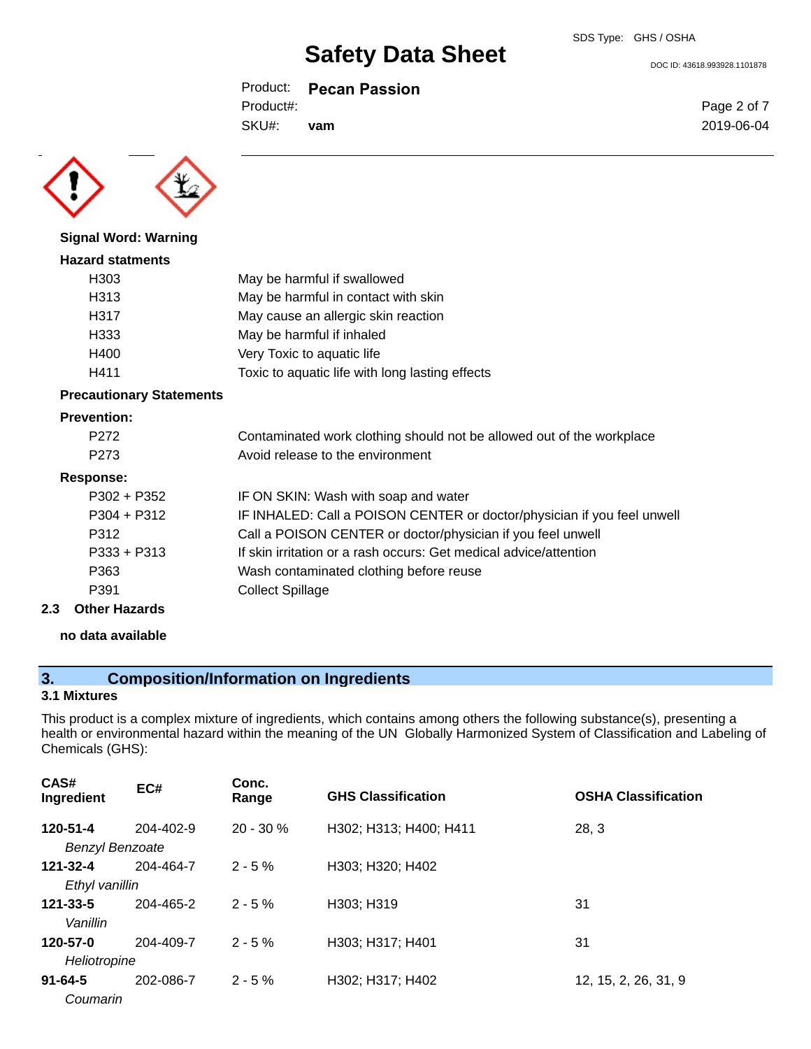**Signal Word: Warning**

**Hazard statments**

| | |
|---|---|
| H303 | May be harmful if swallowed |
| H313 | May be harmful in contact with skin |
| H317 | May cause an allergic skin reaction |
| H333 | May be harmful if inhaled |
| H400 | Very Toxic to aquatic life |
| H411 | Toxic to aquatic life with long lasting effects |

**Precautionary Statements**

**Prevention:**

| | |
|---|---|
| P272 | Contaminated work clothing should not be allowed out of the workplace |
| P273 | Avoid release to the environment |

**Response:**

| | |
|---|---|
| P302 + P352 | IF ON SKIN: Wash with soap and water |
| P304 + P312 | IF INHALED: Call a POISON CENTER or doctor/physician if you feel unwell |
| P312 | Call a POISON CENTER or doctor/physician if you feel unwell |
| P333 + P313 | If skin irritation or a rash occurs: Get medical advice/attention |
| P363 | Wash contaminated clothing before reuse |
| P391 | Collect Spillage |

### 2.3 Other Hazards

**no data available**

## 3. Composition/Information on Ingredients

### 3.1 Mixtures

This product is a complex mixture of ingredients, which contains among others the following substance(s), presenting a health or environmental hazard within the meaning of the UN Globally Harmonized System of Classification and Labeling of Chemicals (GHS):

| CAS# Ingredient | EC# | Conc. Range | GHS Classification | OSHA Classification |
|---|---|---|---|---|
| **120-51-4** *Benzyl Benzoate* | 204-402-9 | 20 - 30 % | H302; H313; H400; H411 | 28, 3 |
| **121-32-4** *Ethyl vanillin* | 204-464-7 | 2 - 5 % | H303; H320; H402 | |
| **121-33-5** *Vanillin* | 204-465-2 | 2 - 5 % | H303; H319 | 31 |
| **120-57-0** *Heliotropine* | 204-409-7 | 2 - 5 % | H303; H317; H401 | 31 |
| **91-64-5** *Coumarin* | 202-086-7 | 2 - 5 % | H302; H317; H402 | 12, 15, 2, 26, 31, 9 |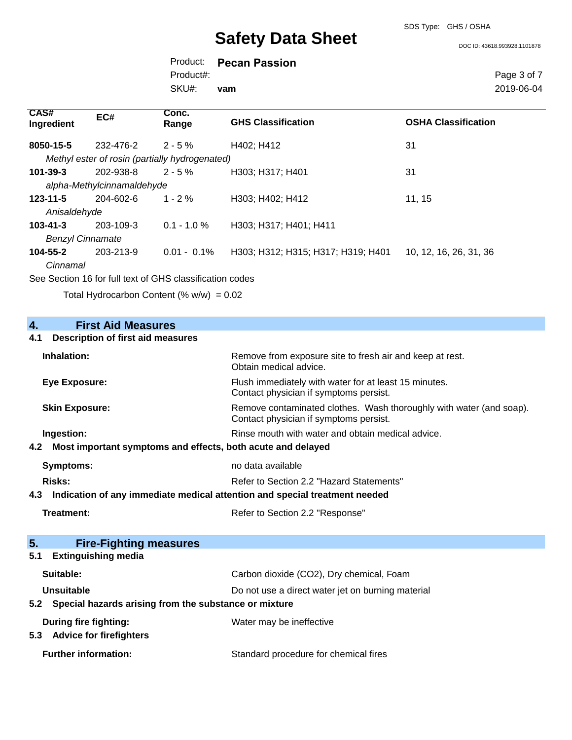| CAS# Ingredient | EC# | Conc. Range | GHS Classification | OSHA Classification |
|---|---|---|---|---|
| **8050-15-5** | 232-476-2 | 2 - 5 % | H402; H412 | 31 |
| *Methyl ester of rosin (partially hydrogenated)* | | | | |
| **101-39-3** | 202-938-8 | 2 - 5 % | H303; H317; H401 | 31 |
| *alpha-Methylcinnamaldehyde* | | | | |
| **123-11-5** | 204-602-6 | 1 - 2 % | H303; H402; H412 | 11, 15 |
| *Anisaldehyde* | | | | |
| **103-41-3** | 203-109-3 | 0.1 - 1.0 % | H303; H317; H401; H411 | |
| *Benzyl Cinnamate* | | | | |
| **104-55-2** | 203-213-9 | 0.01 - 0.1% | H303; H312; H315; H317; H319; H401 | 10, 12, 16, 26, 31, 36 |
| *Cinnamal* | | | | |

See Section 16 for full text of GHS classification codes

Total Hydrocarbon Content (% w/w) = 0.02

## 4. First Aid Measures

### 4.1 Description of first aid measures

**Inhalation:** Remove from exposure site to fresh air and keep at rest. Obtain medical advice.

**Eye Exposure:** Flush immediately with water for at least 15 minutes. Contact physician if symptoms persist.

**Skin Exposure:** Remove contaminated clothes. Wash thoroughly with water (and soap). Contact physician if symptoms persist.

**Ingestion:** Rinse mouth with water and obtain medical advice.

### 4.2 Most important symptoms and effects, both acute and delayed

**Symptoms:** no data available

**Risks:** Refer to Section 2.2 "Hazard Statements"

### 4.3 Indication of any immediate medical attention and special treatment needed

**Treatment:** Refer to Section 2.2 "Response"

## 5. Fire-Fighting measures

### 5.1 Extinguishing media

**Suitable:** Carbon dioxide ($CO_2$), Dry chemical, Foam

**Unsuitable** Do not use a direct water jet on burning material

### 5.2 Special hazards arising from the substance or mixture

**During fire fighting:** Water may be ineffective

### 5.3 Advice for firefighters

**Further information:** Standard procedure for chemical fires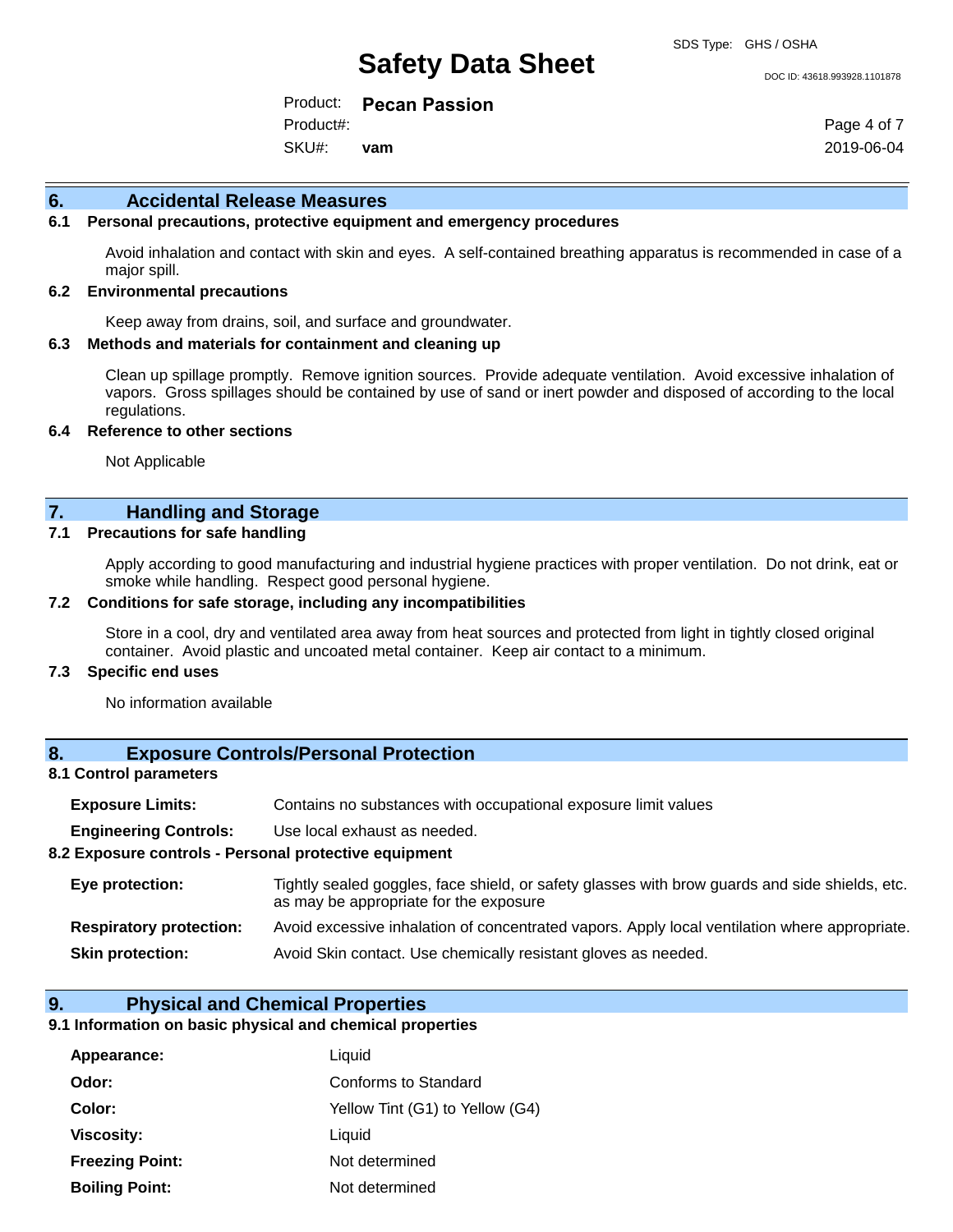## 6. Accidental Release Measures

### 6.1 Personal precautions, protective equipment and emergency procedures

Avoid inhalation and contact with skin and eyes. A self-contained breathing apparatus is recommended in case of a major spill.

### 6.2 Environmental precautions

Keep away from drains, soil, and surface and groundwater.

### 6.3 Methods and materials for containment and cleaning up

Clean up spillage promptly. Remove ignition sources. Provide adequate ventilation. Avoid excessive inhalation of vapors. Gross spillages should be contained by use of sand or inert powder and disposed of according to the local regulations.

### 6.4 Reference to other sections

Not Applicable

## 7. Handling and Storage

### 7.1 Precautions for safe handling

Apply according to good manufacturing and industrial hygiene practices with proper ventilation. Do not drink, eat or smoke while handling. Respect good personal hygiene.

### 7.2 Conditions for safe storage, including any incompatibilities

Store in a cool, dry and ventilated area away from heat sources and protected from light in tightly closed original container. Avoid plastic and uncoated metal container. Keep air contact to a minimum.

### 7.3 Specific end uses

No information available

## 8. Exposure Controls/Personal Protection

### 8.1 Control parameters

**Exposure Limits:** Contains no substances with occupational exposure limit values

**Engineering Controls:** Use local exhaust as needed.

### 8.2 Exposure controls - Personal protective equipment

**Eye protection:** Tightly sealed goggles, face shield, or safety glasses with brow guards and side shields, etc. as may be appropriate for the exposure

**Respiratory protection:** Avoid excessive inhalation of concentrated vapors. Apply local ventilation where appropriate.

**Skin protection:** Avoid Skin contact. Use chemically resistant gloves as needed.

## 9. Physical and Chemical Properties

### 9.1 Information on basic physical and chemical properties

**Appearance:** Liquid

**Odor:** Conforms to Standard

**Color:** Yellow Tint (G1) to Yellow (G4)

**Viscosity:** Liquid

**Freezing Point:** Not determined

**Boiling Point:** Not determined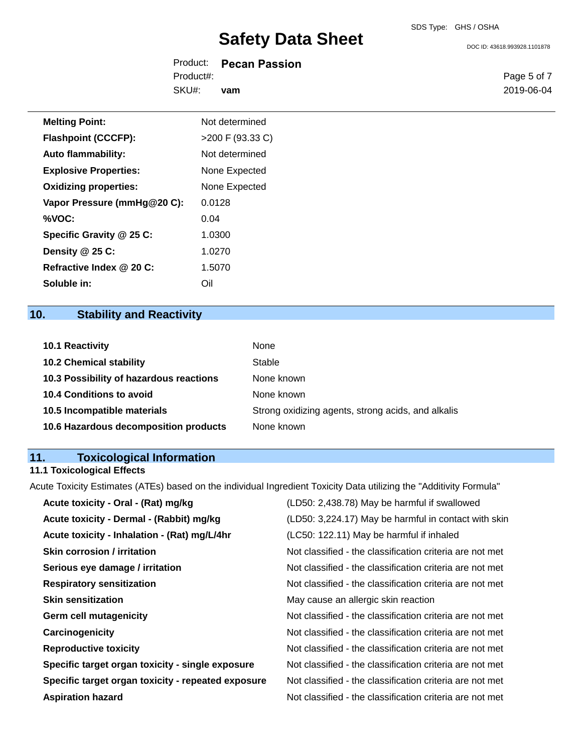| | |
|---|---|
| **Melting Point:** | Not determined |
| **Flashpoint (CCCFP):** | >200 F (93.33 C) |
| **Auto flammability:** | Not determined |
| **Explosive Properties:** | None Expected |
| **Oxidizing properties:** | None Expected |
| **Vapor Pressure (mmHg@20 C):** | 0.0128 |
| **%VOC:** | 0.04 |
| **Specific Gravity @ 25 C:** | 1.0300 |
| **Density @ 25 C:** | 1.0270 |
| **Refractive Index @ 20 C:** | 1.5070 |
| **Soluble in:** | Oil |

## 10. Stability and Reactivity

| | |
|---|---|
| **10.1 Reactivity** | None |
| **10.2 Chemical stability** | Stable |
| **10.3 Possibility of hazardous reactions** | None known |
| **10.4 Conditions to avoid** | None known |
| **10.5 Incompatible materials** | Strong oxidizing agents, strong acids, and alkalis |
| **10.6 Hazardous decomposition products** | None known |

## 11. Toxicological Information

### 11.1 Toxicological Effects

Acute Toxicity Estimates (ATEs) based on the individual Ingredient Toxicity Data utilizing the "Additivity Formula"

| | |
|---|---|
| **Acute toxicity - Oral - (Rat) mg/kg** | (LD50: 2,438.78) May be harmful if swallowed |
| **Acute toxicity - Dermal - (Rabbit) mg/kg** | (LD50: 3,224.17) May be harmful in contact with skin |
| **Acute toxicity - Inhalation - (Rat) mg/L/4hr** | (LC50: 122.11) May be harmful if inhaled |
| **Skin corrosion / irritation** | Not classified - the classification criteria are not met |
| **Serious eye damage / irritation** | Not classified - the classification criteria are not met |
| **Respiratory sensitization** | Not classified - the classification criteria are not met |
| **Skin sensitization** | May cause an allergic skin reaction |
| **Germ cell mutagenicity** | Not classified - the classification criteria are not met |
| **Carcinogenicity** | Not classified - the classification criteria are not met |
| **Reproductive toxicity** | Not classified - the classification criteria are not met |
| **Specific target organ toxicity - single exposure** | Not classified - the classification criteria are not met |
| **Specific target organ toxicity - repeated exposure** | Not classified - the classification criteria are not met |
| **Aspiration hazard** | Not classified - the classification criteria are not met |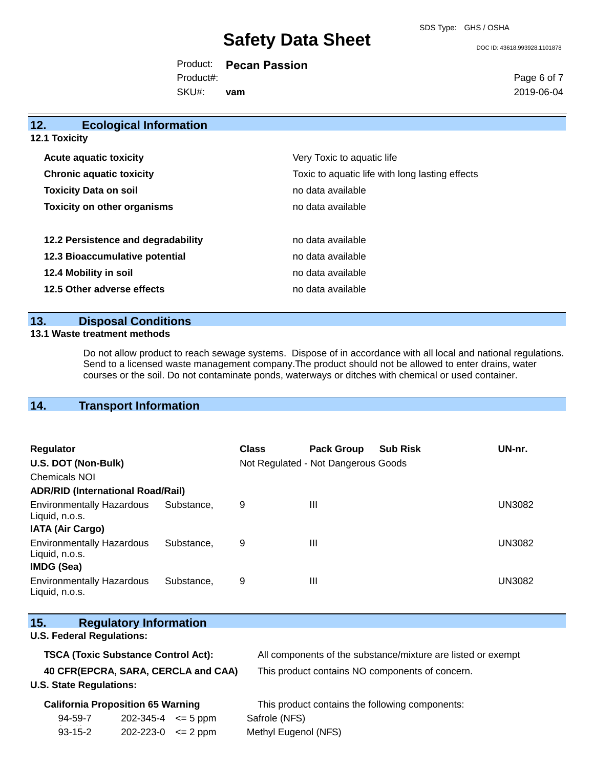## 12. Ecological Information

### 12.1 Toxicity

| | |
|---|---|
| **Acute aquatic toxicity** | Very Toxic to aquatic life |
| **Chronic aquatic toxicity** | Toxic to aquatic life with long lasting effects |
| **Toxicity Data on soil** | no data available |
| **Toxicity on other organisms** | no data available |
| **12.2 Persistence and degradability** | no data available |
| **12.3 Bioaccumulative potential** | no data available |
| **12.4 Mobility in soil** | no data available |
| **12.5 Other adverse effects** | no data available |

## 13. Disposal Conditions

### 13.1 Waste treatment methods

Do not allow product to reach sewage systems. Dispose of in accordance with all local and national regulations. Send to a licensed waste management company.The product should not be allowed to enter drains, water courses or the soil. Do not contaminate ponds, waterways or ditches with chemical or used container.

## 14. Transport Information

| Regulator | Class | Pack Group | Sub Risk | UN-nr. |
|---|---|---|---|---|
| **U.S. DOT (Non-Bulk)** | Not Regulated - Not Dangerous Goods | | | |
| Chemicals NOI | | | | |
| **ADR/RID (International Road/Rail)** | | | | |
| Environmentally Hazardous Substance, Liquid, n.o.s. | 9 | III | | UN3082 |
| **IATA (Air Cargo)** | | | | |
| Environmentally Hazardous Substance, Liquid, n.o.s. | 9 | III | | UN3082 |
| **IMDG (Sea)** | | | | |
| Environmentally Hazardous Substance, Liquid, n.o.s. | 9 | III | | UN3082 |

## 15. Regulatory Information

**U.S. Federal Regulations:**

| | |
|---|---|
| **TSCA (Toxic Substance Control Act):** | All components of the substance/mixture are listed or exempt |
| **40 CFR(EPCRA, SARA, CERCLA and CAA)** | This product contains NO components of concern. |

**U.S. State Regulations:**

**California Proposition 65 Warning** This product contains the following components:

| | | | |
|---|---|---|---|
| 94-59-7 | 202-345-4 | <= 5 ppm | Safrole (NFS) |
| 93-15-2 | 202-223-0 | <= 2 ppm | Methyl Eugenol (NFS) |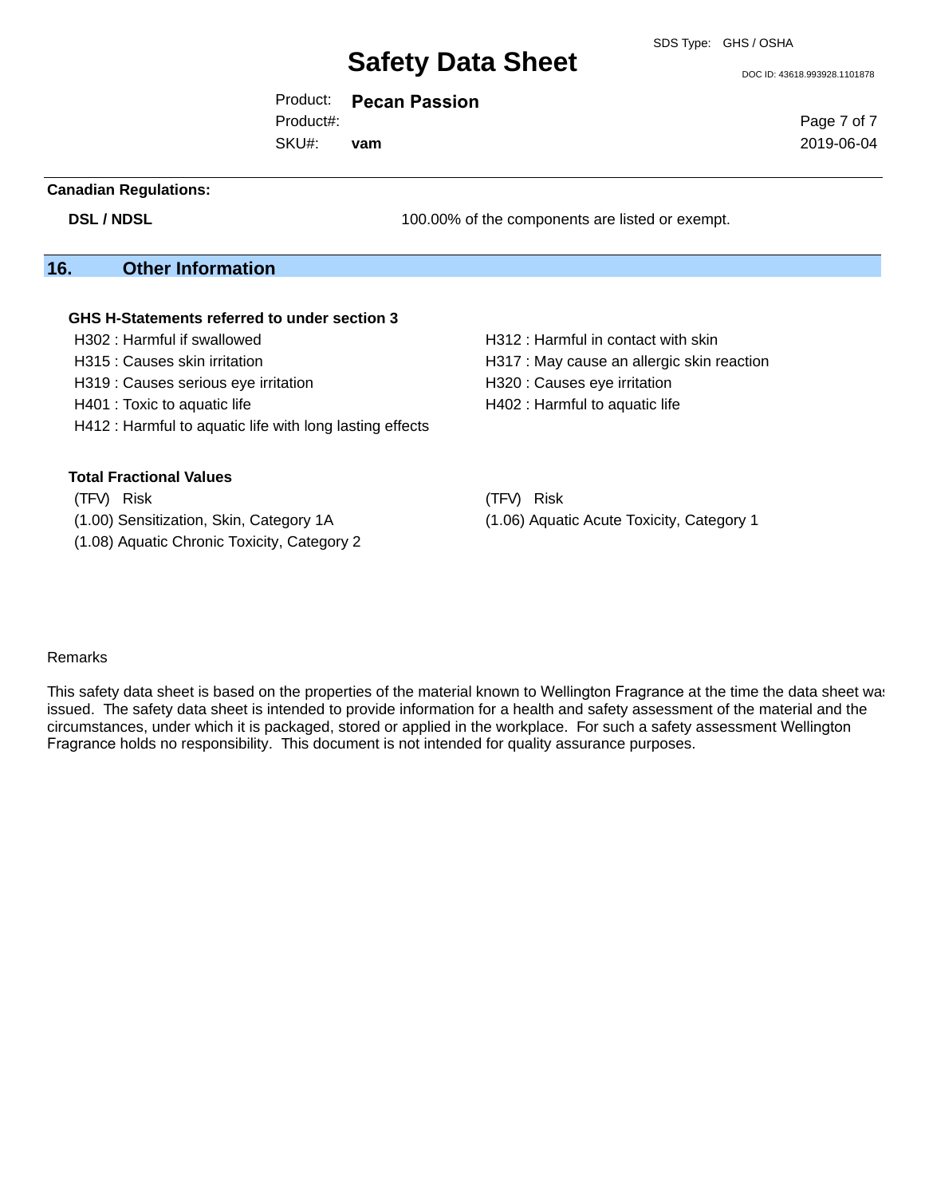**Canadian Regulations:**

**DSL / NDSL** — 100.00% of the components are listed or exempt.

## 16. Other Information

**GHS H-Statements referred to under section 3**

H302 : Harmful if swallowed
H312 : Harmful in contact with skin
H315 : Causes skin irritation
H317 : May cause an allergic skin reaction
H319 : Causes serious eye irritation
H320 : Causes eye irritation
H401 : Toxic to aquatic life
H402 : Harmful to aquatic life
H412 : Harmful to aquatic life with long lasting effects

**Total Fractional Values**

| (TFV) | Risk |
|---|---|
| (1.00) | Sensitization, Skin, Category 1A |
| (1.06) | Aquatic Acute Toxicity, Category 1 |
| (1.08) | Aquatic Chronic Toxicity, Category 2 |

Remarks

This safety data sheet is based on the properties of the material known to Wellington Fragrance at the time the data sheet was issued. The safety data sheet is intended to provide information for a health and safety assessment of the material and the circumstances, under which it is packaged, stored or applied in the workplace. For such a safety assessment Wellington Fragrance holds no responsibility. This document is not intended for quality assurance purposes.